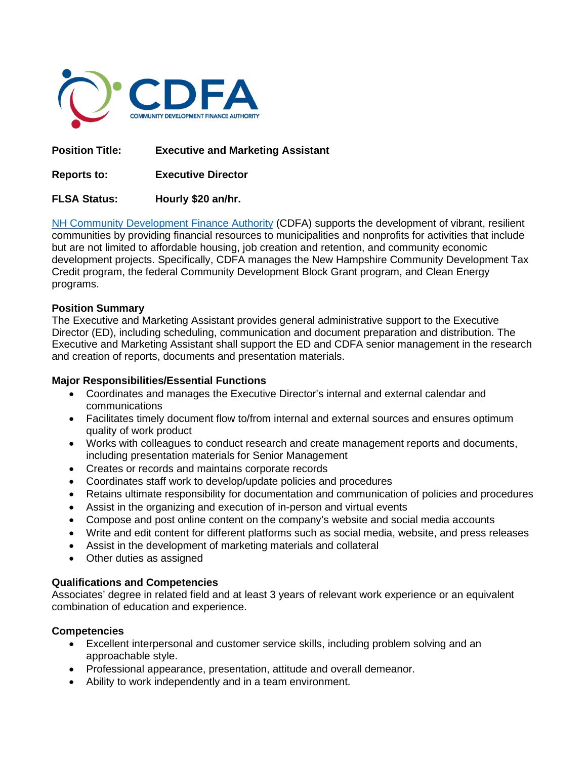CDFA

COMMUNITY DEVELOPMENT FINANCE AUTHORITY

**Position Title:** **Executive and Marketing Assistant**

**Reports to:** **Executive Director**

**FLSA Status:** **Hourly $20 an/hr.**

[NH Community Development Finance Authority](#) (CDFA) supports the development of vibrant, resilient communities by providing financial resources to municipalities and nonprofits for activities that include but are not limited to affordable housing, job creation and retention, and community economic development projects. Specifically, CDFA manages the New Hampshire Community Development Tax Credit program, the federal Community Development Block Grant program, and Clean Energy programs.

**Position Summary**

The Executive and Marketing Assistant provides general administrative support to the Executive Director (ED), including scheduling, communication and document preparation and distribution. The Executive and Marketing Assistant shall support the ED and CDFA senior management in the research and creation of reports, documents and presentation materials.

**Major Responsibilities/Essential Functions**

- Coordinates and manages the Executive Director's internal and external calendar and communications
- Facilitates timely document flow to/from internal and external sources and ensures optimum quality of work product
- Works with colleagues to conduct research and create management reports and documents, including presentation materials for Senior Management
- Creates or records and maintains corporate records
- Coordinates staff work to develop/update policies and procedures
- Retains ultimate responsibility for documentation and communication of policies and procedures
- Assist in the organizing and execution of in-person and virtual events
- Compose and post online content on the company's website and social media accounts
- Write and edit content for different platforms such as social media, website, and press releases
- Assist in the development of marketing materials and collateral
- Other duties as assigned

**Qualifications and Competencies**

Associates' degree in related field and at least 3 years of relevant work experience or an equivalent combination of education and experience.

**Competencies**

- Excellent interpersonal and customer service skills, including problem solving and an approachable style.
- Professional appearance, presentation, attitude and overall demeanor.
- Ability to work independently and in a team environment.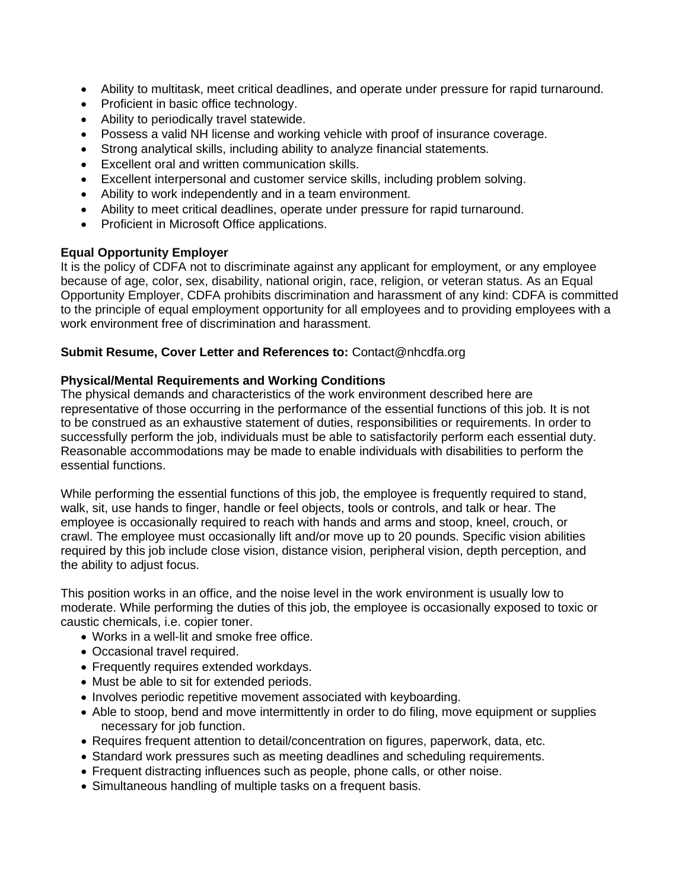- Ability to multitask, meet critical deadlines, and operate under pressure for rapid turnaround.
- Proficient in basic office technology.
- Ability to periodically travel statewide.
- Possess a valid NH license and working vehicle with proof of insurance coverage.
- Strong analytical skills, including ability to analyze financial statements.
- Excellent oral and written communication skills.
- Excellent interpersonal and customer service skills, including problem solving.
- Ability to work independently and in a team environment.
- Ability to meet critical deadlines, operate under pressure for rapid turnaround.
- Proficient in Microsoft Office applications.

**Equal Opportunity Employer**
It is the policy of CDFA not to discriminate against any applicant for employment, or any employee because of age, color, sex, disability, national origin, race, religion, or veteran status. As an Equal Opportunity Employer, CDFA prohibits discrimination and harassment of any kind: CDFA is committed to the principle of equal employment opportunity for all employees and to providing employees with a work environment free of discrimination and harassment.

**Submit Resume, Cover Letter and References to:** Contact@nhcdfa.org

**Physical/Mental Requirements and Working Conditions**
The physical demands and characteristics of the work environment described here are representative of those occurring in the performance of the essential functions of this job. It is not to be construed as an exhaustive statement of duties, responsibilities or requirements. In order to successfully perform the job, individuals must be able to satisfactorily perform each essential duty. Reasonable accommodations may be made to enable individuals with disabilities to perform the essential functions.

While performing the essential functions of this job, the employee is frequently required to stand, walk, sit, use hands to finger, handle or feel objects, tools or controls, and talk or hear. The employee is occasionally required to reach with hands and arms and stoop, kneel, crouch, or crawl. The employee must occasionally lift and/or move up to 20 pounds. Specific vision abilities required by this job include close vision, distance vision, peripheral vision, depth perception, and the ability to adjust focus.

This position works in an office, and the noise level in the work environment is usually low to moderate. While performing the duties of this job, the employee is occasionally exposed to toxic or caustic chemicals, i.e. copier toner.

- Works in a well-lit and smoke free office.
- Occasional travel required.
- Frequently requires extended workdays.
- Must be able to sit for extended periods.
- Involves periodic repetitive movement associated with keyboarding.
- Able to stoop, bend and move intermittently in order to do filing, move equipment or supplies necessary for job function.
- Requires frequent attention to detail/concentration on figures, paperwork, data, etc.
- Standard work pressures such as meeting deadlines and scheduling requirements.
- Frequent distracting influences such as people, phone calls, or other noise.
- Simultaneous handling of multiple tasks on a frequent basis.